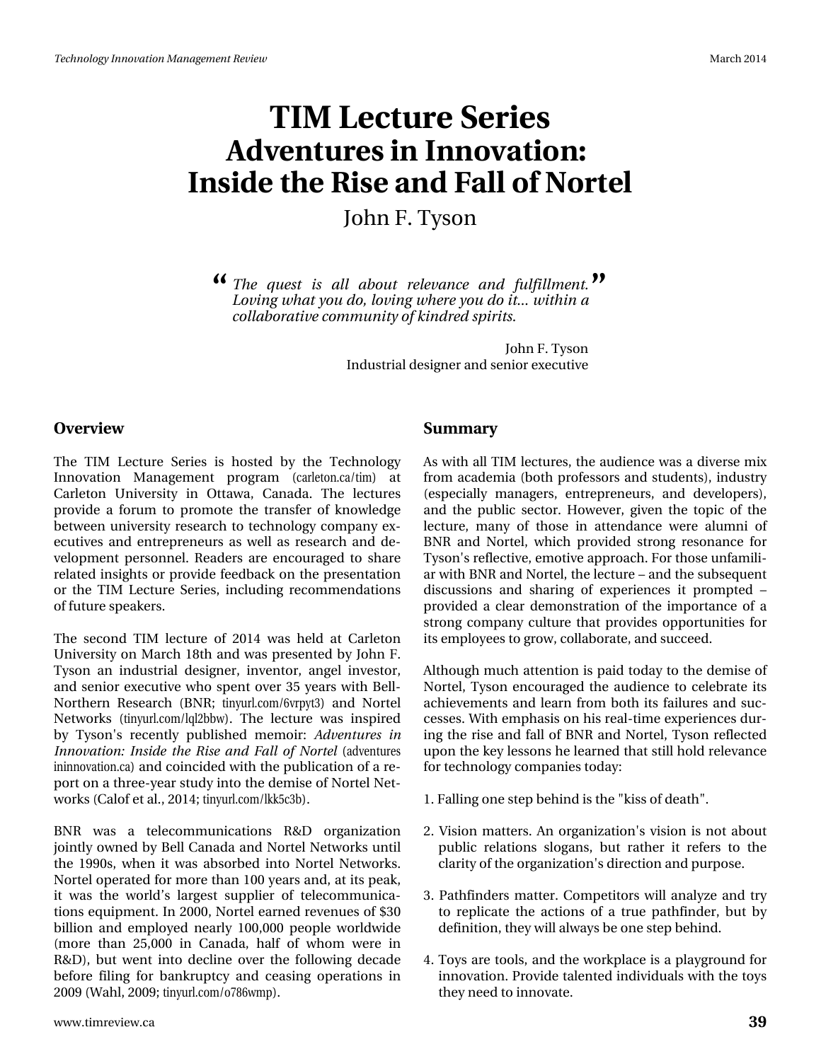# TIM Lecture Series
# Adventures in Innovation: Inside the Rise and Fall of Nortel

John F. Tyson

> *The quest is all about relevance and fulfillment. Loving what you do, loving where you do it… within a collaborative community of kindred spirits.*
>
> John F. Tyson
> Industrial designer and senior executive

## Overview

The TIM Lecture Series is hosted by the Technology Innovation Management program (carleton.ca/tim) at Carleton University in Ottawa, Canada. The lectures provide a forum to promote the transfer of knowledge between university research to technology company executives and entrepreneurs as well as research and development personnel. Readers are encouraged to share related insights or provide feedback on the presentation or the TIM Lecture Series, including recommendations of future speakers.

The second TIM lecture of 2014 was held at Carleton University on March 18th and was presented by John F. Tyson an industrial designer, inventor, angel investor, and senior executive who spent over 35 years with Bell-Northern Research (BNR; tinyurl.com/6vrpyt3) and Nortel Networks (tinyurl.com/lql2bbw). The lecture was inspired by Tyson's recently published memoir: *Adventures in Innovation: Inside the Rise and Fall of Nortel* (adventuresininnovation.ca) and coincided with the publication of a report on a three-year study into the demise of Nortel Networks (Calof et al., 2014; tinyurl.com/lkk5c3b).

BNR was a telecommunications R&D organization jointly owned by Bell Canada and Nortel Networks until the 1990s, when it was absorbed into Nortel Networks. Nortel operated for more than 100 years and, at its peak, it was the world's largest supplier of telecommunications equipment. In 2000, Nortel earned revenues of $30 billion and employed nearly 100,000 people worldwide (more than 25,000 in Canada, half of whom were in R&D), but went into decline over the following decade before filing for bankruptcy and ceasing operations in 2009 (Wahl, 2009; tinyurl.com/o786wmp).

## Summary

As with all TIM lectures, the audience was a diverse mix from academia (both professors and students), industry (especially managers, entrepreneurs, and developers), and the public sector. However, given the topic of the lecture, many of those in attendance were alumni of BNR and Nortel, which provided strong resonance for Tyson's reflective, emotive approach. For those unfamiliar with BNR and Nortel, the lecture – and the subsequent discussions and sharing of experiences it prompted – provided a clear demonstration of the importance of a strong company culture that provides opportunities for its employees to grow, collaborate, and succeed.

Although much attention is paid today to the demise of Nortel, Tyson encouraged the audience to celebrate its achievements and learn from both its failures and successes. With emphasis on his real-time experiences during the rise and fall of BNR and Nortel, Tyson reflected upon the key lessons he learned that still hold relevance for technology companies today:

1. Falling one step behind is the "kiss of death".

2. Vision matters. An organization's vision is not about public relations slogans, but rather it refers to the clarity of the organization's direction and purpose.

3. Pathfinders matter. Competitors will analyze and try to replicate the actions of a true pathfinder, but by definition, they will always be one step behind.

4. Toys are tools, and the workplace is a playground for innovation. Provide talented individuals with the toys they need to innovate.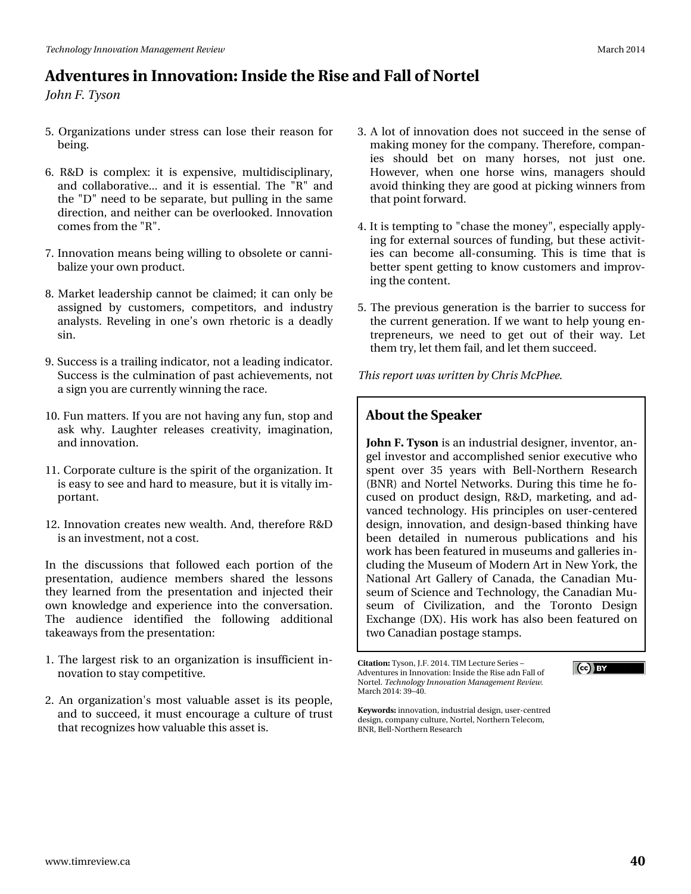5. Organizations under stress can lose their reason for being.

6. R&D is complex: it is expensive, multidisciplinary, and collaborative... and it is essential. The "R" and the "D" need to be separate, but pulling in the same direction, and neither can be overlooked. Innovation comes from the "R".

7. Innovation means being willing to obsolete or cannibalize your own product.

8. Market leadership cannot be claimed; it can only be assigned by customers, competitors, and industry analysts. Reveling in one's own rhetoric is a deadly sin.

9. Success is a trailing indicator, not a leading indicator. Success is the culmination of past achievements, not a sign you are currently winning the race.

10. Fun matters. If you are not having any fun, stop and ask why. Laughter releases creativity, imagination, and innovation.

11. Corporate culture is the spirit of the organization. It is easy to see and hard to measure, but it is vitally important.

12. Innovation creates new wealth. And, therefore R&D is an investment, not a cost.

In the discussions that followed each portion of the presentation, audience members shared the lessons they learned from the presentation and injected their own knowledge and experience into the conversation. The audience identified the following additional takeaways from the presentation:

1. The largest risk to an organization is insufficient innovation to stay competitive.

2. An organization's most valuable asset is its people, and to succeed, it must encourage a culture of trust that recognizes how valuable this asset is.

3. A lot of innovation does not succeed in the sense of making money for the company. Therefore, companies should bet on many horses, not just one. However, when one horse wins, managers should avoid thinking they are good at picking winners from that point forward.

4. It is tempting to "chase the money", especially applying for external sources of funding, but these activities can become all-consuming. This is time that is better spent getting to know customers and improving the content.

5. The previous generation is the barrier to success for the current generation. If we want to help young entrepreneurs, we need to get out of their way. Let them try, let them fail, and let them succeed.

*This report was written by Chris McPhee.*

## About the Speaker

**John F. Tyson** is an industrial designer, inventor, angel investor and accomplished senior executive who spent over 35 years with Bell-Northern Research (BNR) and Nortel Networks. During this time he focused on product design, R&D, marketing, and advanced technology. His principles on user-centered design, innovation, and design-based thinking have been detailed in numerous publications and his work has been featured in museums and galleries including the Museum of Modern Art in New York, the National Art Gallery of Canada, the Canadian Museum of Science and Technology, the Canadian Museum of Civilization, and the Toronto Design Exchange (DX). His work has also been featured on two Canadian postage stamps.

**Citation:** Tyson, J.F. 2014. TIM Lecture Series – Adventures in Innovation: Inside the Rise adn Fall of Nortel. *Technology Innovation Management Review.* March 2014: 39–40.

**Keywords:** innovation, industrial design, user-centred design, company culture, Nortel, Northern Telecom, BNR, Bell-Northern Research